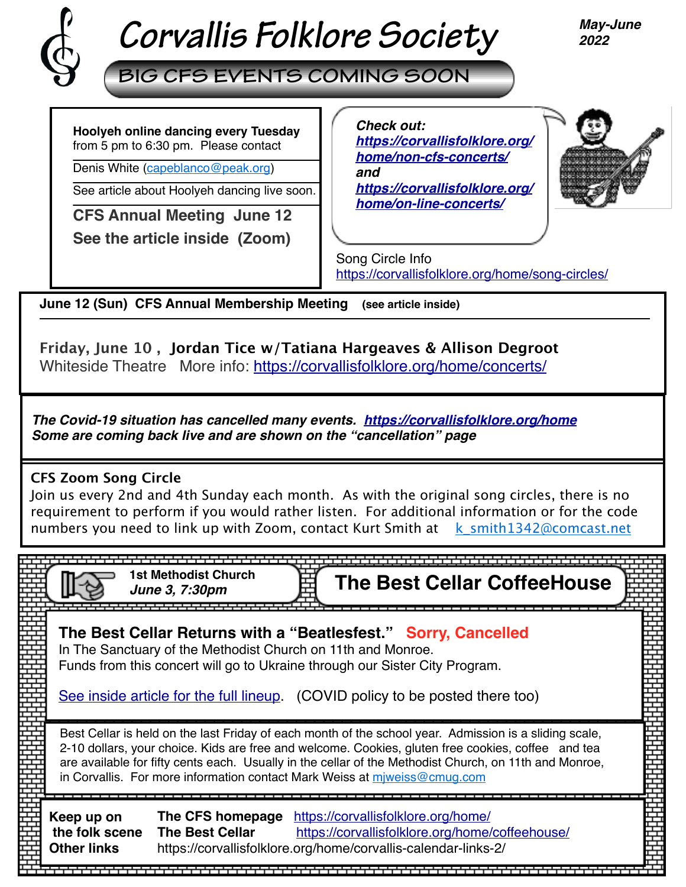# Corvallis Folklore Society

**May-June 2022**

## BIG CFS EVENTS COMING SOON

**Hoolyeh online dancing every Tuesday** from 5 pm to 6:30 pm. Please contact

Denis White (capeblanco@peak.org)

See article about Hoolyeh dancing live soon.

**CFS Annual Meeting June 12**

**See the article inside (Zoom)**

***Check out:***
***https://corvallisfolklore.org/home/non-cfs-concerts/***
***and***
***https://corvallisfolklore.org/home/on-line-concerts/***

Song Circle Info
https://corvallisfolklore.org/home/song-circles/

**June 12 (Sun) CFS Annual Membership Meeting** **(see article inside)**

**Friday, June 10 , Jordan Tice w/Tatiana Hargeaves & Allison Degroot**
Whiteside Theatre More info: https://corvallisfolklore.org/home/concerts/

***The Covid-19 situation has cancelled many events. https://corvallisfolklore.org/home***
***Some are coming back live and are shown on the "cancellation" page***

**CFS Zoom Song Circle**
Join us every 2nd and 4th Sunday each month. As with the original song circles, there is no requirement to perform if you would rather listen. For additional information or for the code numbers you need to link up with Zoom, contact Kurt Smith at k_smith1342@comcast.net

**1st Methodist Church**
***June 3, 7:30pm***

## The Best Cellar CoffeeHouse

**The Best Cellar Returns with a "Beatlesfest." Sorry, Cancelled**
In The Sanctuary of the Methodist Church on 11th and Monroe.
Funds from this concert will go to Ukraine through our Sister City Program.

See inside article for the full lineup. (COVID policy to be posted there too)

Best Cellar is held on the last Friday of each month of the school year. Admission is a sliding scale, 2-10 dollars, your choice. Kids are free and welcome. Cookies, gluten free cookies, coffee and tea are available for fifty cents each. Usually in the cellar of the Methodist Church, on 11th and Monroe, in Corvallis. For more information contact Mark Weiss at mjweiss@cmug.com

| **Keep up on** | **The CFS homepage** | https://corvallisfolklore.org/home/ |
|---|---|---|
| **the folk scene** | **The Best Cellar** | https://corvallisfolklore.org/home/coffeehouse/ |
| **Other links** | https://corvallisfolklore.org/home/corvallis-calendar-links-2/ | |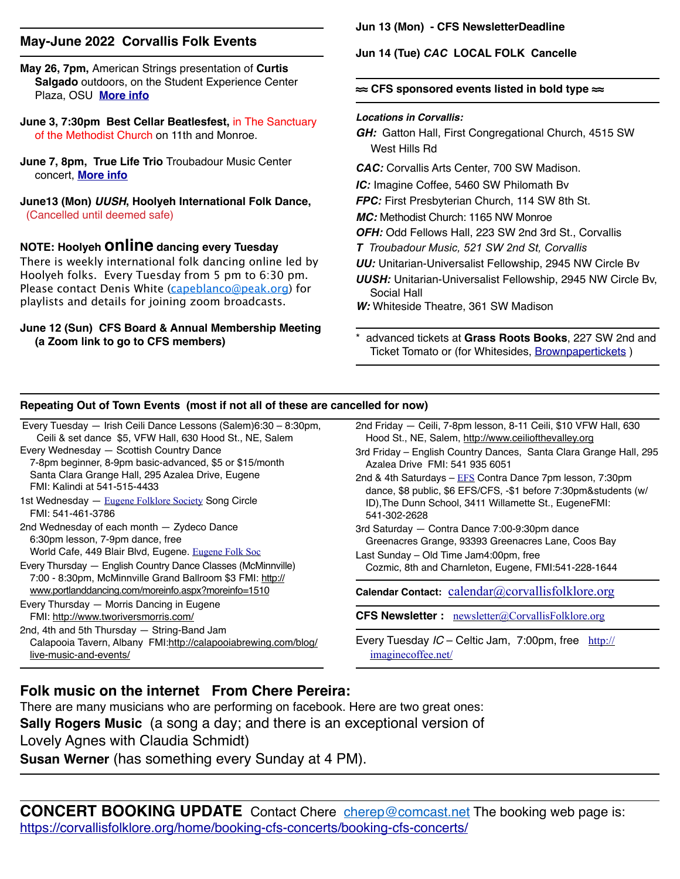## May-June 2022 Corvallis Folk Events

**May 26, 7pm,** American Strings presentation of **Curtis Salgado** outdoors, on the Student Experience Center Plaza, OSU **More info**

**June 3, 7:30pm Best Cellar Beatlesfest,** in The Sanctuary of the Methodist Church on 11th and Monroe.

**June 7, 8pm, True Life Trio** Troubadour Music Center concert, **More info**

**June13 (Mon)** ***UUSH*****, Hoolyeh International Folk Dance,** (Cancelled until deemed safe)

**NOTE: Hoolyeh online dancing every Tuesday**
There is weekly international folk dancing online led by Hoolyeh folks. Every Tuesday from 5 pm to 6:30 pm. Please contact Denis White (capeblanco@peak.org) for playlists and details for joining zoom broadcasts.

**June 12 (Sun) CFS Board & Annual Membership Meeting (a Zoom link to go to CFS members)**

**Jun 13 (Mon) - CFS NewsletterDeadline**

**Jun 14 (Tue)** ***CAC*** **LOCAL FOLK Cancelle**

**≈ CFS sponsored events listed in bold type ≈**

***Locations in Corvallis:***

***GH:*** Gatton Hall, First Congregational Church, 4515 SW West Hills Rd
***CAC:*** Corvallis Arts Center, 700 SW Madison.
***IC:*** Imagine Coffee, 5460 SW Philomath Bv
***FPC:*** First Presbyterian Church, 114 SW 8th St.
***MC:*** Methodist Church: 1165 NW Monroe
***OFH:*** Odd Fellows Hall, 223 SW 2nd 3rd St., Corvallis
***T*** *Troubadour Music, 521 SW 2nd St, Corvallis*
***UU:*** Unitarian-Universalist Fellowship, 2945 NW Circle Bv
***UUSH:*** Unitarian-Universalist Fellowship, 2945 NW Circle Bv, Social Hall
***W:*** Whiteside Theatre, 361 SW Madison

\* advanced tickets at **Grass Roots Books**, 227 SW 2nd and Ticket Tomato or (for Whitesides, Brownpapertickets )

### Repeating Out of Town Events (most if not all of these are cancelled for now)

Every Tuesday — Irish Ceili Dance Lessons (Salem)6:30 – 8:30pm, Ceili & set dance $5, VFW Hall, 630 Hood St., NE, Salem

Every Wednesday — Scottish Country Dance
7-8pm beginner, 8-9pm basic-advanced, $5 or $15/month
Santa Clara Grange Hall, 295 Azalea Drive, Eugene
FMI: Kalindi at 541-515-4433

1st Wednesday — Eugene Folklore Society Song Circle
FMI: 541-461-3786

2nd Wednesday of each month — Zydeco Dance
6:30pm lesson, 7-9pm dance, free
World Cafe, 449 Blair Blvd, Eugene. Eugene Folk Soc

Every Thursday — English Country Dance Classes (McMinnville)
7:00 - 8:30pm, McMinnville Grand Ballroom $3 FMI: http://www.portlanddancing.com/moreinfo.aspx?moreinfo=1510

Every Thursday — Morris Dancing in Eugene
FMI: http://www.tworiversmorris.com/

2nd, 4th and 5th Thursday — String-Band Jam
Calapooia Tavern, Albany FMI:http://calapooiabrewing.com/blog/live-music-and-events/

2nd Friday — Ceili, 7-8pm lesson, 8-11 Ceili, $10 VFW Hall, 630 Hood St., NE, Salem, http://www.ceiliofthevalley.org

3rd Friday – English Country Dances, Santa Clara Grange Hall, 295 Azalea Drive FMI: 541 935 6051

2nd & 4th Saturdays – EFS Contra Dance 7pm lesson, 7:30pm dance, $8 public, $6 EFS/CFS, -$1 before 7:30pm&students (w/ ID),The Dunn School, 3411 Willamette St., EugeneFMI: 541-302-2628

3rd Saturday — Contra Dance 7:00-9:30pm dance
Greenacres Grange, 93393 Greenacres Lane, Coos Bay

Last Sunday – Old Time Jam4:00pm, free
Cozmic, 8th and Charnleton, Eugene, FMI:541-228-1644

**Calendar Contact:** calendar@corvallisfolklore.org

**CFS Newsletter :** newsletter@CorvallisFolklore.org

Every Tuesday *IC* – Celtic Jam, 7:00pm, free http://imaginecoffee.net/

## Folk music on the internet From Chere Pereira:

There are many musicians who are performing on facebook. Here are two great ones:
**Sally Rogers Music** (a song a day; and there is an exceptional version of Lovely Agnes with Claudia Schmidt)
**Susan Werner** (has something every Sunday at 4 PM).

## CONCERT BOOKING UPDATE

Contact Chere cherep@comcast.net The booking web page is: https://corvallisfolklore.org/home/booking-cfs-concerts/booking-cfs-concerts/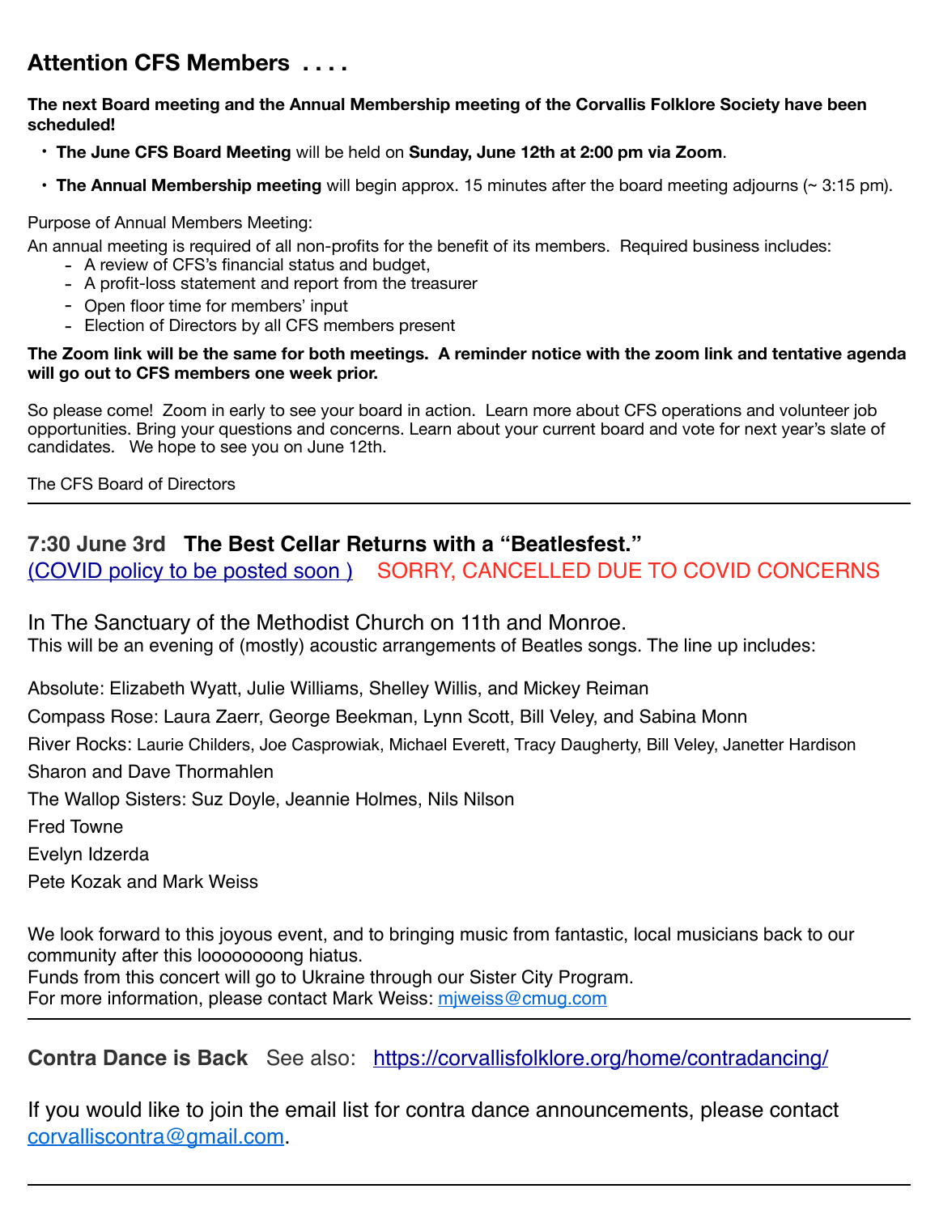## Attention CFS Members . . . .

**The next Board meeting and the Annual Membership meeting of the Corvallis Folklore Society have been scheduled!**

- **The June CFS Board Meeting** will be held on **Sunday, June 12th at 2:00 pm via Zoom**.
- **The Annual Membership meeting** will begin approx. 15 minutes after the board meeting adjourns (~ 3:15 pm).

Purpose of Annual Members Meeting:

An annual meeting is required of all non-profits for the benefit of its members. Required business includes:

- A review of CFS's financial status and budget,
- A profit-loss statement and report from the treasurer
- Open floor time for members' input
- Election of Directors by all CFS members present

**The Zoom link will be the same for both meetings. A reminder notice with the zoom link and tentative agenda will go out to CFS members one week prior.**

So please come! Zoom in early to see your board in action. Learn more about CFS operations and volunteer job opportunities. Bring your questions and concerns. Learn about your current board and vote for next year's slate of candidates. We hope to see you on June 12th.

The CFS Board of Directors

---

### 7:30 June 3rd **The Best Cellar Returns with a "Beatlesfest."**

(COVID policy to be posted soon ) SORRY, CANCELLED DUE TO COVID CONCERNS

In The Sanctuary of the Methodist Church on 11th and Monroe.

This will be an evening of (mostly) acoustic arrangements of Beatles songs. The line up includes:

Absolute: Elizabeth Wyatt, Julie Williams, Shelley Willis, and Mickey Reiman

Compass Rose: Laura Zaerr, George Beekman, Lynn Scott, Bill Veley, and Sabina Monn

River Rocks: Laurie Childers, Joe Casprowiak, Michael Everett, Tracy Daugherty, Bill Veley, Janetter Hardison

Sharon and Dave Thormahlen

The Wallop Sisters: Suz Doyle, Jeannie Holmes, Nils Nilson

Fred Towne

Evelyn Idzerda

Pete Kozak and Mark Weiss

We look forward to this joyous event, and to bringing music from fantastic, local musicians back to our community after this looooooong hiatus.

Funds from this concert will go to Ukraine through our Sister City Program.

For more information, please contact Mark Weiss: mjweiss@cmug.com

---

**Contra Dance is Back** See also: https://corvallisfolklore.org/home/contradancing/

If you would like to join the email list for contra dance announcements, please contact corvalliscontra@gmail.com.

---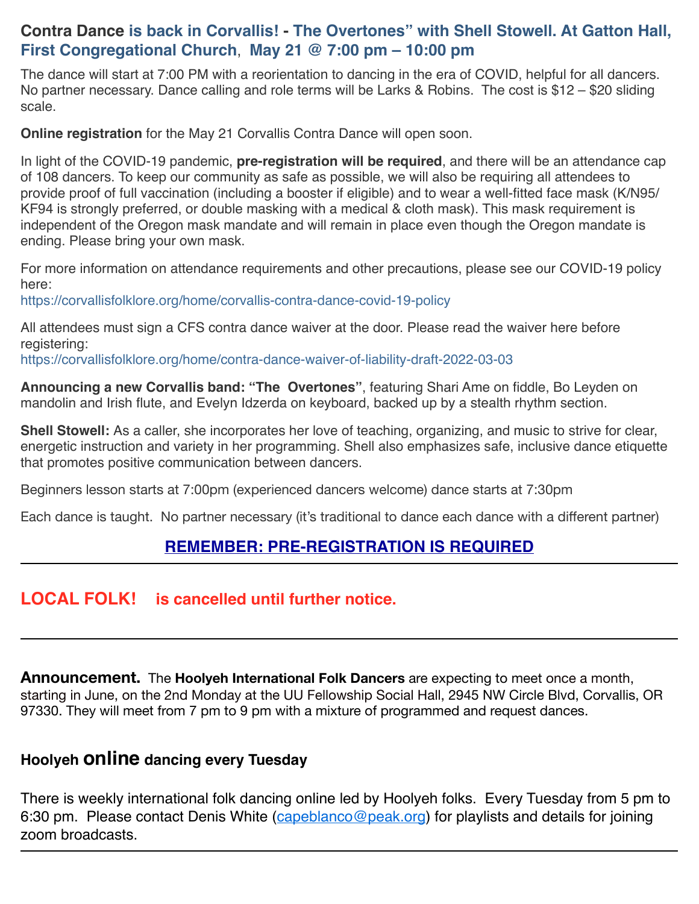## **Contra Dance** is back in Corvallis! - The Overtones" with Shell Stowell. At Gatton Hall, First Congregational Church, May 21 @ 7:00 pm – 10:00 pm

The dance will start at 7:00 PM with a reorientation to dancing in the era of COVID, helpful for all dancers. No partner necessary. Dance calling and role terms will be Larks & Robins. The cost is $12 – $20 sliding scale.

**Online registration** for the May 21 Corvallis Contra Dance will open soon.

In light of the COVID-19 pandemic, **pre-registration will be required**, and there will be an attendance cap of 108 dancers. To keep our community as safe as possible, we will also be requiring all attendees to provide proof of full vaccination (including a booster if eligible) and to wear a well-fitted face mask (K/N95/ KF94 is strongly preferred, or double masking with a medical & cloth mask). This mask requirement is independent of the Oregon mask mandate and will remain in place even though the Oregon mandate is ending. Please bring your own mask.

For more information on attendance requirements and other precautions, please see our COVID-19 policy here:
https://corvallisfolklore.org/home/corvallis-contra-dance-covid-19-policy

All attendees must sign a CFS contra dance waiver at the door. Please read the waiver here before registering:
https://corvallisfolklore.org/home/contra-dance-waiver-of-liability-draft-2022-03-03

**Announcing a new Corvallis band: "The Overtones"**, featuring Shari Ame on fiddle, Bo Leyden on mandolin and Irish flute, and Evelyn Idzerda on keyboard, backed up by a stealth rhythm section.

**Shell Stowell:** As a caller, she incorporates her love of teaching, organizing, and music to strive for clear, energetic instruction and variety in her programming. Shell also emphasizes safe, inclusive dance etiquette that promotes positive communication between dancers.

Beginners lesson starts at 7:00pm (experienced dancers welcome) dance starts at 7:30pm

Each dance is taught. No partner necessary (it's traditional to dance each dance with a different partner)

**REMEMBER: PRE-REGISTRATION IS REQUIRED**

---

## LOCAL FOLK! is cancelled until further notice.

---

**Announcement.** The **Hoolyeh International Folk Dancers** are expecting to meet once a month, starting in June, on the 2nd Monday at the UU Fellowship Social Hall, 2945 NW Circle Blvd, Corvallis, OR 97330. They will meet from 7 pm to 9 pm with a mixture of programmed and request dances.

### Hoolyeh online dancing every Tuesday

There is weekly international folk dancing online led by Hoolyeh folks. Every Tuesday from 5 pm to 6:30 pm. Please contact Denis White (capeblanco@peak.org) for playlists and details for joining zoom broadcasts.

---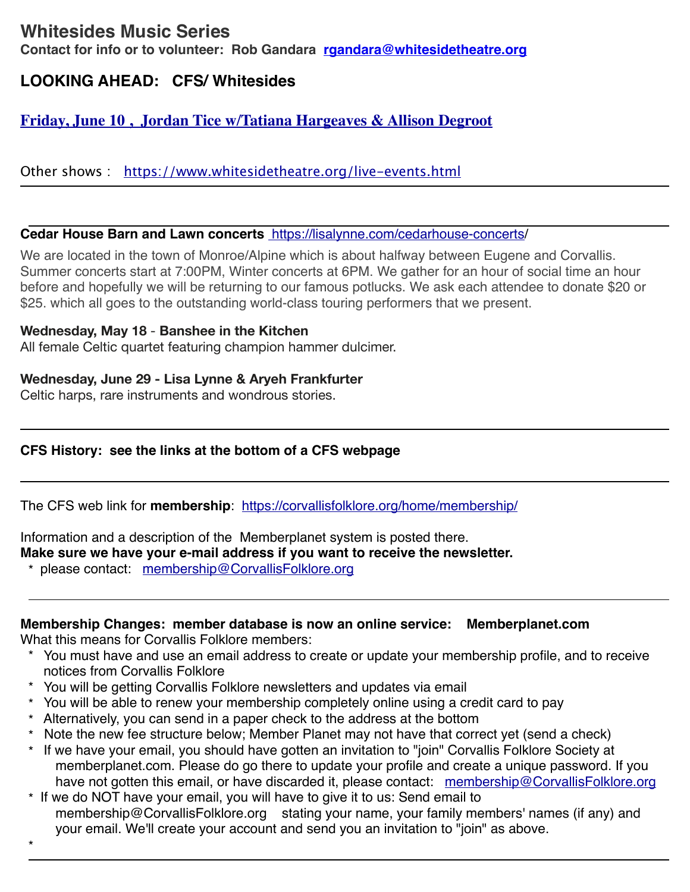## Whitesides Music Series

**Contact for info or to volunteer: Rob Gandara rgandara@whitesidetheatre.org**

### LOOKING AHEAD: CFS/ Whitesides

**Friday, June 10 , Jordan Tice w/Tatiana Hargeaves & Allison Degroot**

Other shows : https://www.whitesidetheatre.org/live-events.html

---

**Cedar House Barn and Lawn concerts** https://lisalynne.com/cedarhouse-concerts/

We are located in the town of Monroe/Alpine which is about halfway between Eugene and Corvallis. Summer concerts start at 7:00PM, Winter concerts at 6PM. We gather for an hour of social time an hour before and hopefully we will be returning to our famous potlucks. We ask each attendee to donate $20 or $25. which all goes to the outstanding world-class touring performers that we present.

**Wednesday, May 18** - **Banshee in the Kitchen**
All female Celtic quartet featuring champion hammer dulcimer.

**Wednesday, June 29 - Lisa Lynne & Aryeh Frankfurter**
Celtic harps, rare instruments and wondrous stories.

---

**CFS History: see the links at the bottom of a CFS webpage**

---

The CFS web link for **membership**: https://corvallisfolklore.org/home/membership/

Information and a description of the Memberplanet system is posted there.
**Make sure we have your e-mail address if you want to receive the newsletter.**

* please contact: membership@CorvallisFolklore.org

---

**Membership Changes: member database is now an online service: Memberplanet.com**
What this means for Corvallis Folklore members:

* You must have and use an email address to create or update your membership profile, and to receive notices from Corvallis Folklore
* You will be getting Corvallis Folklore newsletters and updates via email
* You will be able to renew your membership completely online using a credit card to pay
* Alternatively, you can send in a paper check to the address at the bottom
* Note the new fee structure below; Member Planet may not have that correct yet (send a check)
* If we have your email, you should have gotten an invitation to "join" Corvallis Folklore Society at memberplanet.com. Please do go there to update your profile and create a unique password. If you have not gotten this email, or have discarded it, please contact: membership@CorvallisFolklore.org
* If we do NOT have your email, you will have to give it to us: Send email to membership@CorvallisFolklore.org stating your name, your family members' names (if any) and your email. We'll create your account and send you an invitation to "join" as above.
*

---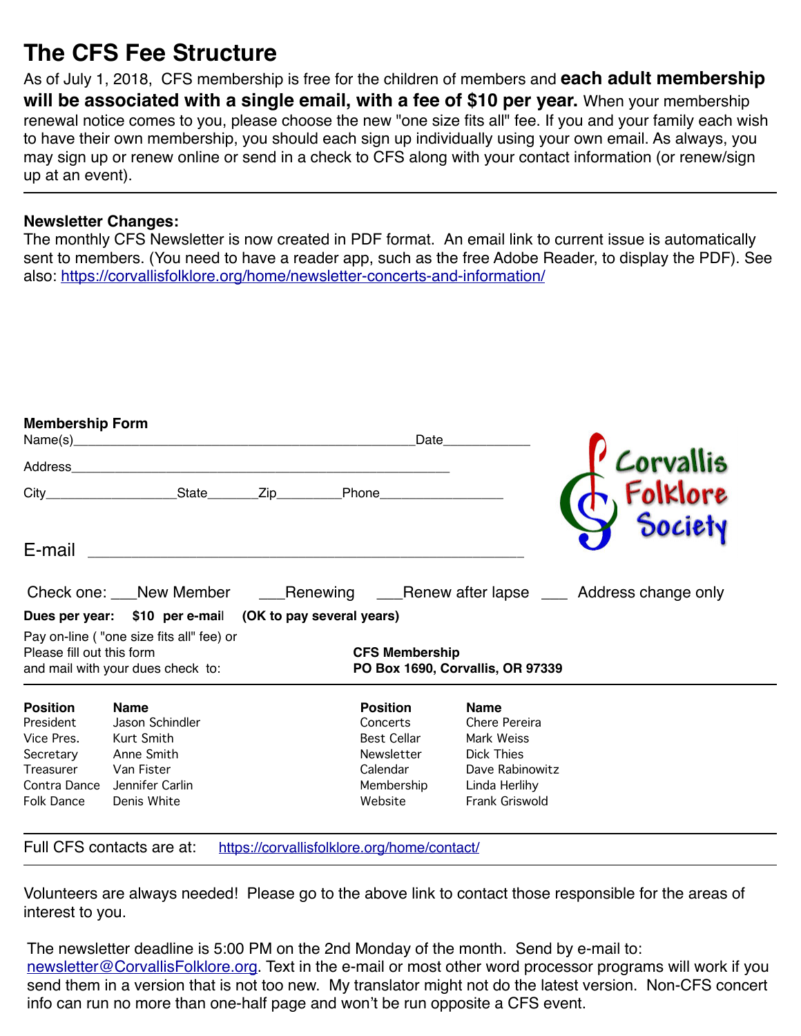# The CFS Fee Structure

As of July 1, 2018, CFS membership is free for the children of members and **each adult membership will be associated with a single email, with a fee of $10 per year.** When your membership renewal notice comes to you, please choose the new "one size fits all" fee. If you and your family each wish to have their own membership, you should each sign up individually using your own email. As always, you may sign up or renew online or send in a check to CFS along with your contact information (or renew/sign up at an event).

---

**Newsletter Changes:**

The monthly CFS Newsletter is now created in PDF format. An email link to current issue is automatically sent to members. (You need to have a reader app, such as the free Adobe Reader, to display the PDF). See also: https://corvallisfolklore.org/home/newsletter-concerts-and-information/

**Membership Form**

Name(s)_____________________________________________Date____________

Address__________________________________________________

City_________________State_______Zip_________Phone_________________

E-mail ______________________________________________

Check one: ___New Member ___Renewing ___Renew after lapse ___ Address change only

**Dues per year: $10 per e-mail (OK to pay several years)**

Pay on-line ( "one size fits all" fee) or
Please fill out this form
and mail with your dues check to:

**CFS Membership**
**PO Box 1690, Corvallis, OR 97339**

Corvallis Folklore Society

---

| Position | Name | Position | Name |
|---|---|---|---|
| President | Jason Schindler | Concerts | Chere Pereira |
| Vice Pres. | Kurt Smith | Best Cellar | Mark Weiss |
| Secretary | Anne Smith | Newsletter | Dick Thies |
| Treasurer | Van Fister | Calendar | Dave Rabinowitz |
| Contra Dance | Jennifer Carlin | Membership | Linda Herlihy |
| Folk Dance | Denis White | Website | Frank Griswold |

---

Full CFS contacts are at: https://corvallisfolklore.org/home/contact/

---

Volunteers are always needed! Please go to the above link to contact those responsible for the areas of interest to you.

The newsletter deadline is 5:00 PM on the 2nd Monday of the month. Send by e-mail to: newsletter@CorvallisFolklore.org. Text in the e-mail or most other word processor programs will work if you send them in a version that is not too new. My translator might not do the latest version. Non-CFS concert info can run no more than one-half page and won't be run opposite a CFS event.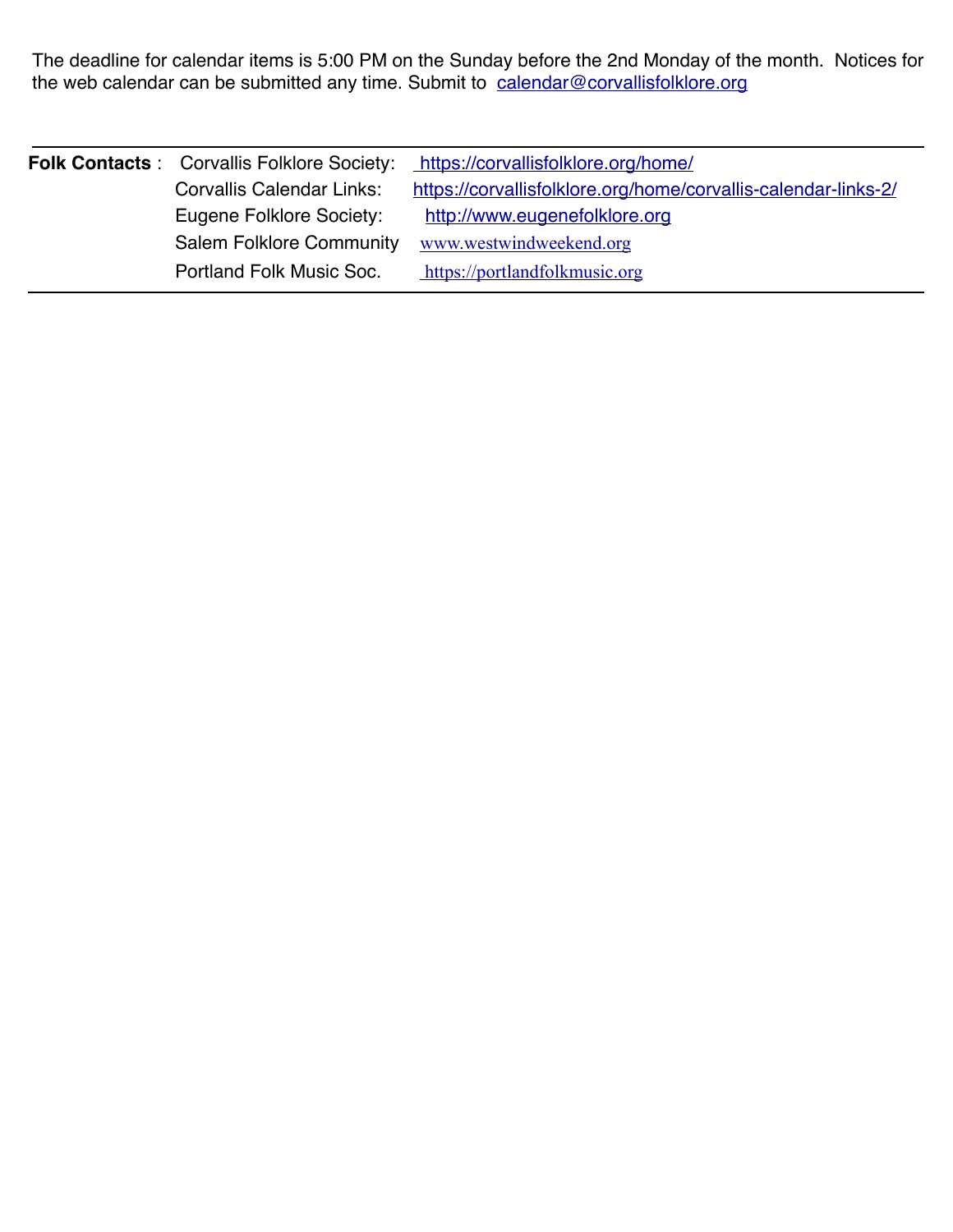The deadline for calendar items is 5:00 PM on the Sunday before the 2nd Monday of the month. Notices for the web calendar can be submitted any time. Submit to calendar@corvallisfolklore.org

---

| | | |
|---|---|---|
| **Folk Contacts** : | Corvallis Folklore Society: | https://corvallisfolklore.org/home/ |
| | Corvallis Calendar Links: | https://corvallisfolklore.org/home/corvallis-calendar-links-2/ |
| | Eugene Folklore Society: | http://www.eugenefolklore.org |
| | Salem Folklore Community | www.westwindweekend.org |
| | Portland Folk Music Soc. | https://portlandfolkmusic.org |

---